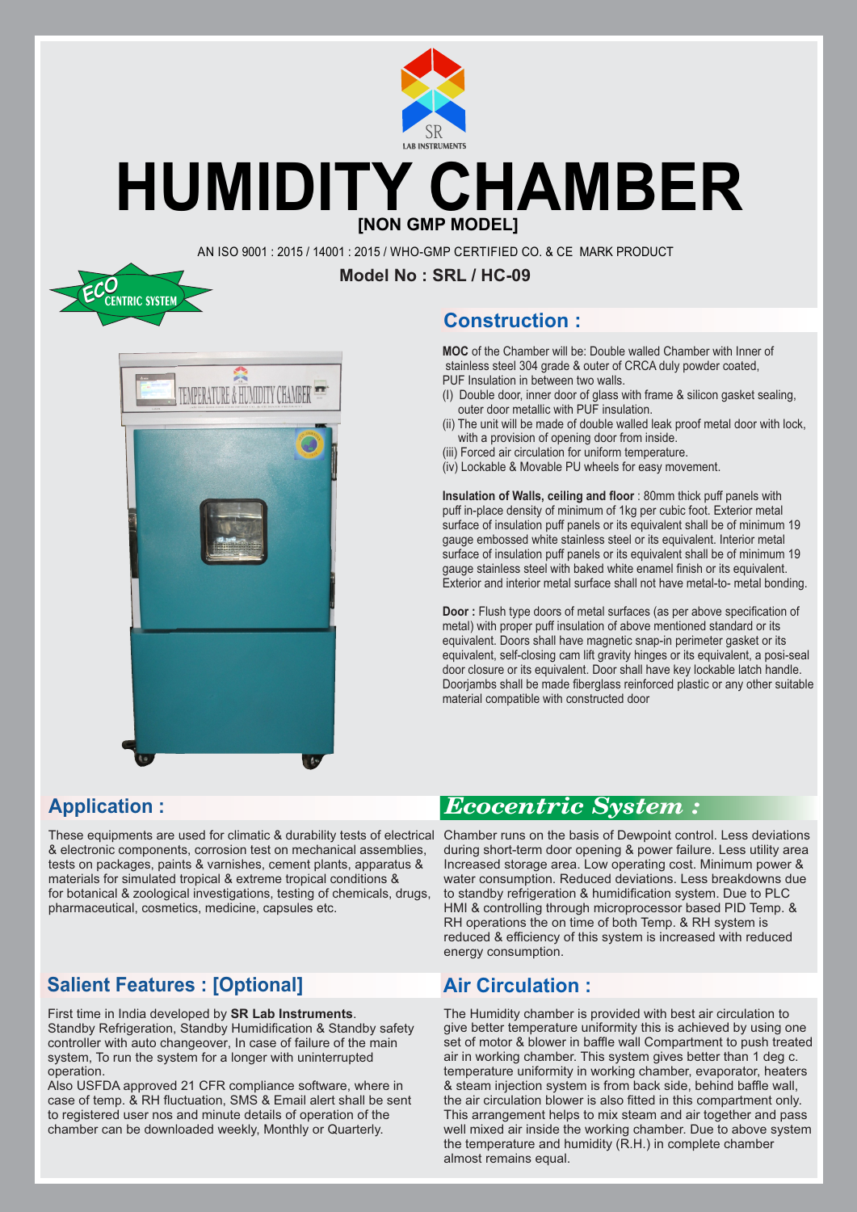SR
LAB INSTRUMENTS

# HUMIDITY CHAMBER

**[NON GMP MODEL]**

AN ISO 9001 : 2015 / 14001 : 2015 / WHO-GMP CERTIFIED CO. & CE MARK PRODUCT

**Model No : SRL / HC-09**

ECO CENTRIC SYSTEM

## Construction :

**MOC** of the Chamber will be: Double walled Chamber with Inner of stainless steel 304 grade & outer of CRCA duly powder coated, PUF Insulation in between two walls.

(I) Double door, inner door of glass with frame & silicon gasket sealing, outer door metallic with PUF insulation.
(ii) The unit will be made of double walled leak proof metal door with lock, with a provision of opening door from inside.
(iii) Forced air circulation for uniform temperature.
(iv) Lockable & Movable PU wheels for easy movement.

**Insulation of Walls, ceiling and floor** : 80mm thick puff panels with puff in-place density of minimum of 1kg per cubic foot. Exterior metal surface of insulation puff panels or its equivalent shall be of minimum 19 gauge embossed white stainless steel or its equivalent. Interior metal surface of insulation puff panels or its equivalent shall be of minimum 19 gauge stainless steel with baked white enamel finish or its equivalent. Exterior and interior metal surface shall not have metal-to- metal bonding.

**Door :** Flush type doors of metal surfaces (as per above specification of metal) with proper puff insulation of above mentioned standard or its equivalent. Doors shall have magnetic snap-in perimeter gasket or its equivalent, self-closing cam lift gravity hinges or its equivalent, a posi-seal door closure or its equivalent. Door shall have key lockable latch handle. Doorjambs shall be made fiberglass reinforced plastic or any other suitable material compatible with constructed door

## Application :

These equipments are used for climatic & durability tests of electrical & electronic components, corrosion test on mechanical assemblies, tests on packages, paints & varnishes, cement plants, apparatus & materials for simulated tropical & extreme tropical conditions & for botanical & zoological investigations, testing of chemicals, drugs, pharmaceutical, cosmetics, medicine, capsules etc.

## *Ecocentric System :*

Chamber runs on the basis of Dewpoint control. Less deviations during short-term door opening & power failure. Less utility area Increased storage area. Low operating cost. Minimum power & water consumption. Reduced deviations. Less breakdowns due to standby refrigeration & humidification system. Due to PLC HMI & controlling through microprocessor based PID Temp. & RH operations the on time of both Temp. & RH system is reduced & efficiency of this system is increased with reduced energy consumption.

## Salient Features : [Optional]

First time in India developed by **SR Lab Instruments**. Standby Refrigeration, Standby Humidification & Standby safety controller with auto changeover, In case of failure of the main system, To run the system for a longer with uninterrupted operation.
Also USFDA approved 21 CFR compliance software, where in case of temp. & RH fluctuation, SMS & Email alert shall be sent to registered user nos and minute details of operation of the chamber can be downloaded weekly, Monthly or Quarterly.

## Air Circulation :

The Humidity chamber is provided with best air circulation to give better temperature uniformity this is achieved by using one set of motor & blower in baffle wall Compartment to push treated air in working chamber. This system gives better than 1 deg c. temperature uniformity in working chamber, evaporator, heaters & steam injection system is from back side, behind baffle wall, the air circulation blower is also fitted in this compartment only. This arrangement helps to mix steam and air together and pass well mixed air inside the working chamber. Due to above system the temperature and humidity (R.H.) in complete chamber almost remains equal.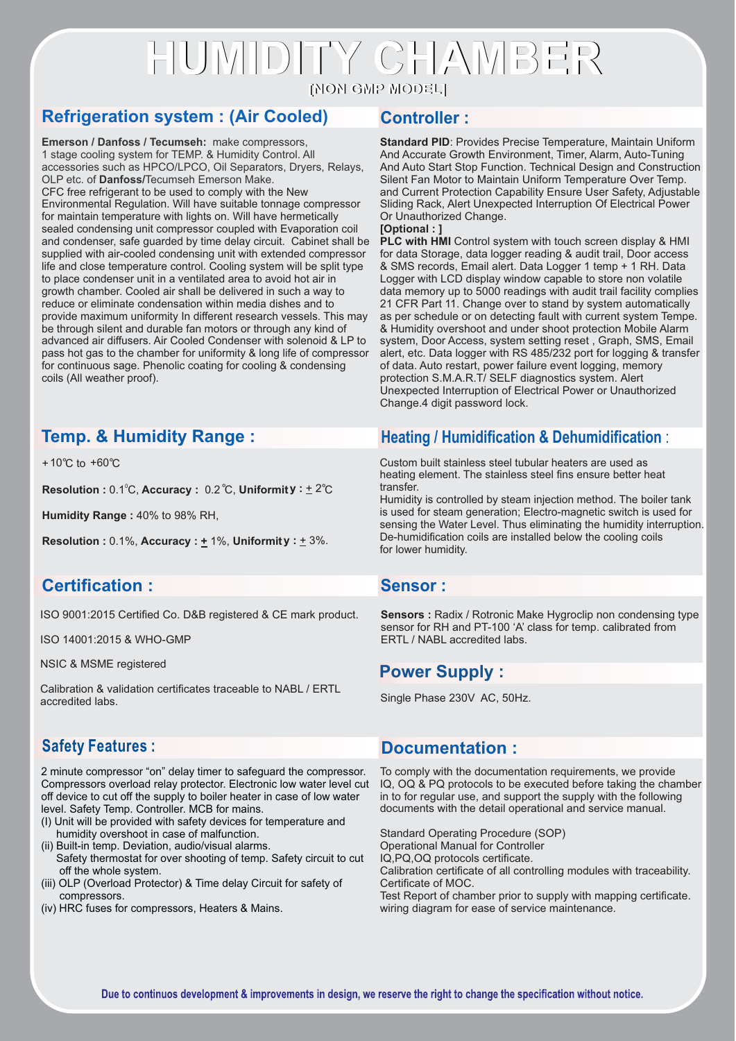# HUMIDITY CHAMBER

[NON GMP MODEL]

## Refrigeration system : (Air Cooled)

**Emerson / Danfoss / Tecumseh:** make compressors, 1 stage cooling system for TEMP. & Humidity Control. All accessories such as HPCO/LPCO, Oil Separators, Dryers, Relays, OLP etc. of **Danfoss/**Tecumseh Emerson Make.
CFC free refrigerant to be used to comply with the New Environmental Regulation. Will have suitable tonnage compressor for maintain temperature with lights on. Will have hermetically sealed condensing unit compressor coupled with Evaporation coil and condenser, safe guarded by time delay circuit. Cabinet shall be supplied with air-cooled condensing unit with extended compressor life and close temperature control. Cooling system will be split type to place condenser unit in a ventilated area to avoid hot air in growth chamber. Cooled air shall be delivered in such a way to reduce or eliminate condensation within media dishes and to provide maximum uniformity In different research vessels. This may be through silent and durable fan motors or through any kind of advanced air diffusers. Air Cooled Condenser with solenoid & LP to pass hot gas to the chamber for uniformity & long life of compressor for continuous sage. Phenolic coating for cooling & condensing coils (All weather proof).

## Controller :

**Standard PID**: Provides Precise Temperature, Maintain Uniform And Accurate Growth Environment, Timer, Alarm, Auto-Tuning And Auto Start Stop Function. Technical Design and Construction Silent Fan Motor to Maintain Uniform Temperature Over Temp. and Current Protection Capability Ensure User Safety, Adjustable Sliding Rack, Alert Unexpected Interruption Of Electrical Power Or Unauthorized Change.

**[Optional : ]**

**PLC with HMI** Control system with touch screen display & HMI for data Storage, data logger reading & audit trail, Door access & SMS records, Email alert. Data Logger 1 temp + 1 RH. Data Logger with LCD display window capable to store non volatile data memory up to 5000 readings with audit trail facility complies 21 CFR Part 11. Change over to stand by system automatically as per schedule or on detecting fault with current system Tempe. & Humidity overshoot and under shoot protection Mobile Alarm system, Door Access, system setting reset , Graph, SMS, Email alert, etc. Data logger with RS 485/232 port for logging & transfer of data. Auto restart, power failure event logging, memory protection S.M.A.R.T/ SELF diagnostics system. Alert Unexpected Interruption of Electrical Power or Unauthorized Change.4 digit password lock.

## Temp. & Humidity Range :

+10℃ to +60℃

**Resolution :** 0.1°C, **Accuracy :** 0.2℃, **Uniformity :** ± 2°C

**Humidity Range :** 40% to 98% RH,

**Resolution :** 0.1%, **Accuracy : ±** 1%, **Uniformity :** ± 3%.

## Heating / Humidification & Dehumidification :

Custom built stainless steel tubular heaters are used as heating element. The stainless steel fins ensure better heat transfer.
Humidity is controlled by steam injection method. The boiler tank is used for steam generation; Electro-magnetic switch is used for sensing the Water Level. Thus eliminating the humidity interruption. De-humidification coils are installed below the cooling coils for lower humidity.

## Certification :

ISO 9001:2015 Certified Co. D&B registered & CE mark product.

ISO 14001:2015 & WHO-GMP

NSIC & MSME registered

Calibration & validation certificates traceable to NABL / ERTL accredited labs.

## Sensor :

**Sensors :** Radix / Rotronic Make Hygroclip non condensing type sensor for RH and PT-100 'A' class for temp. calibrated from ERTL / NABL accredited labs.

## Power Supply :

Single Phase 230V AC, 50Hz.

## Safety Features :

2 minute compressor "on" delay timer to safeguard the compressor. Compressors overload relay protector. Electronic low water level cut off device to cut off the supply to boiler heater in case of low water level. Safety Temp. Controller. MCB for mains.

(I) Unit will be provided with safety devices for temperature and humidity overshoot in case of malfunction.
(ii) Built-in temp. Deviation, audio/visual alarms. Safety thermostat for over shooting of temp. Safety circuit to cut off the whole system.
(iii) OLP (Overload Protector) & Time delay Circuit for safety of compressors.
(iv) HRC fuses for compressors, Heaters & Mains.

## Documentation :

To comply with the documentation requirements, we provide IQ, OQ & PQ protocols to be executed before taking the chamber in to for regular use, and support the supply with the following documents with the detail operational and service manual.

Standard Operating Procedure (SOP)
Operational Manual for Controller
IQ,PQ,OQ protocols certificate.
Calibration certificate of all controlling modules with traceability.
Certificate of MOC.
Test Report of chamber prior to supply with mapping certificate.
wiring diagram for ease of service maintenance.

**Due to continuos development & improvements in design, we reserve the right to change the specification without notice.**